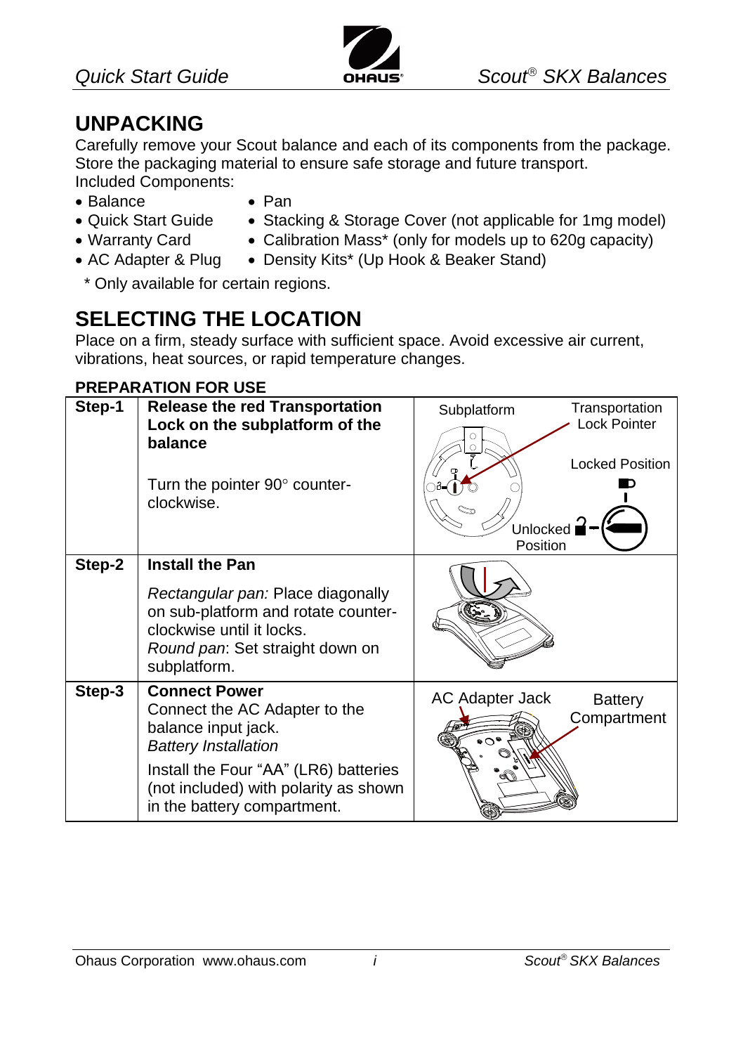# UNPACKING

Carefully remove your Scout balance and each of its components from the package. Store the packaging material to ensure safe storage and future transport.
Included Components:

- Balance
- Quick Start Guide
- Warranty Card
- AC Adapter & Plug
- Pan
- Stacking & Storage Cover (not applicable for 1mg model)
- Calibration Mass* (only for models up to 620g capacity)
- Density Kits* (Up Hook & Beaker Stand)

\* Only available for certain regions.

# SELECTING THE LOCATION

Place on a firm, steady surface with sufficient space. Avoid excessive air current, vibrations, heat sources, or rapid temperature changes.

## PREPARATION FOR USE

| Step | Instructions | Illustration |
|---|---|---|
| **Step-1** | **Release the red Transportation Lock on the subplatform of the balance**<br><br>Turn the pointer 90° counter-clockwise. | Subplatform; Transportation Lock Pointer; Locked Position; Unlocked Position |
| **Step-2** | **Install the Pan**<br><br>*Rectangular pan:* Place diagonally on sub-platform and rotate counter-clockwise until it locks.<br>*Round pan*: Set straight down on subplatform. | |
| **Step-3** | **Connect Power**<br>Connect the AC Adapter to the balance input jack.<br>*Battery Installation*<br><br>Install the Four "AA" (LR6) batteries (not included) with polarity as shown in the battery compartment. | AC Adapter Jack; Battery Compartment |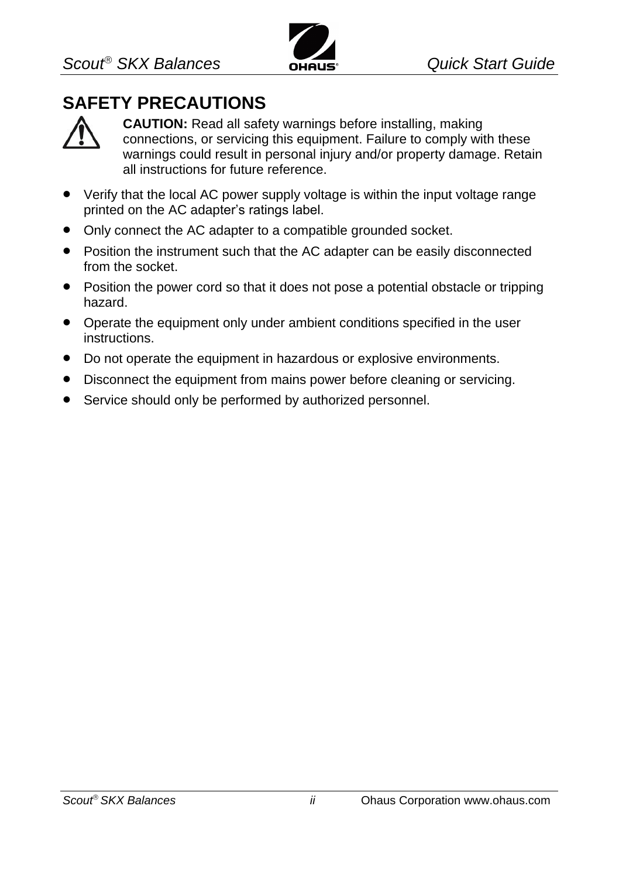# SAFETY PRECAUTIONS

**CAUTION:** Read all safety warnings before installing, making connections, or servicing this equipment. Failure to comply with these warnings could result in personal injury and/or property damage. Retain all instructions for future reference.

- Verify that the local AC power supply voltage is within the input voltage range printed on the AC adapter's ratings label.
- Only connect the AC adapter to a compatible grounded socket.
- Position the instrument such that the AC adapter can be easily disconnected from the socket.
- Position the power cord so that it does not pose a potential obstacle or tripping hazard.
- Operate the equipment only under ambient conditions specified in the user instructions.
- Do not operate the equipment in hazardous or explosive environments.
- Disconnect the equipment from mains power before cleaning or servicing.
- Service should only be performed by authorized personnel.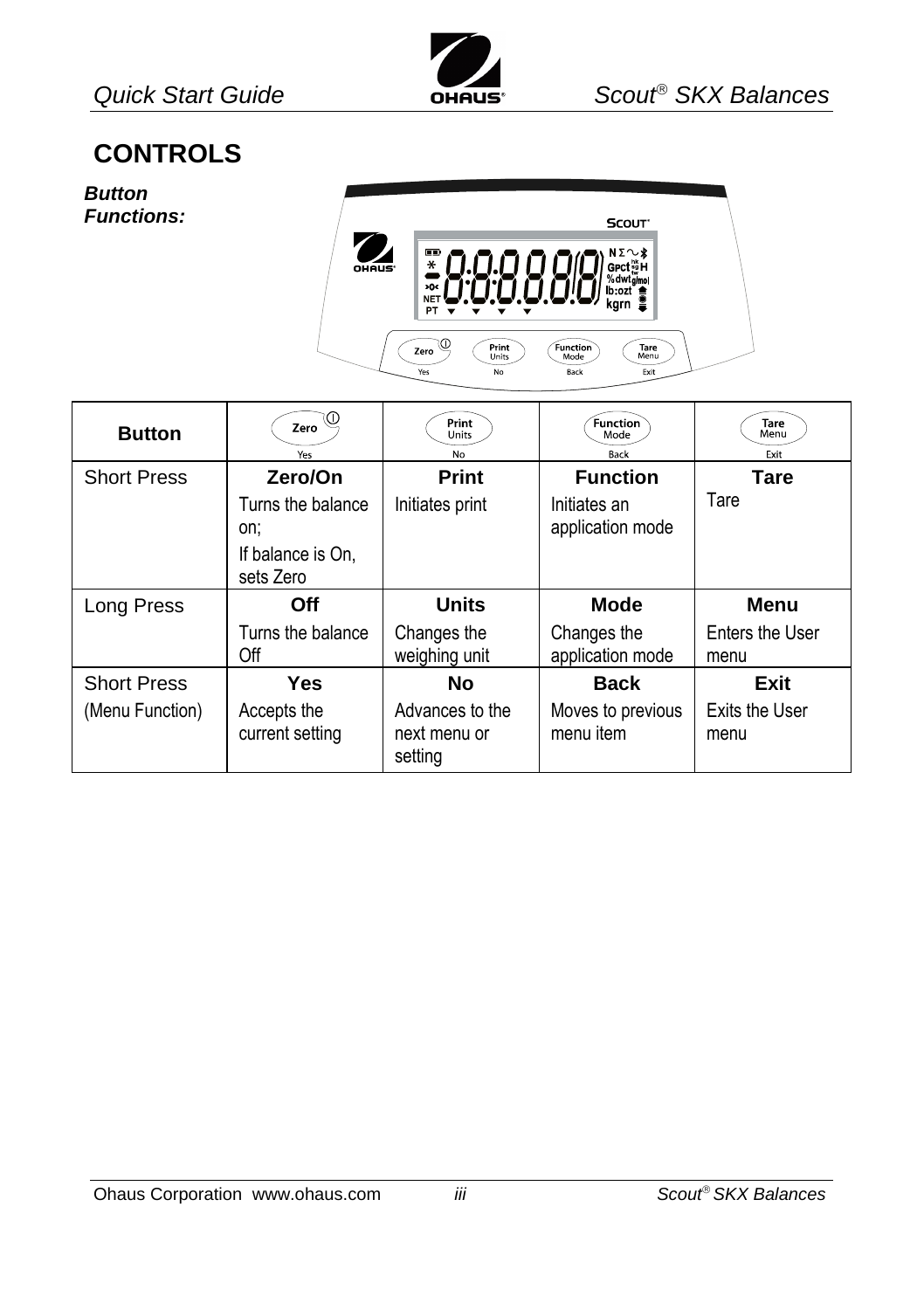# CONTROLS

***Button Functions:***

| Button | Zero / Yes | Print Units / No | Function Mode / Back | Tare Menu / Exit |
|---|---|---|---|---|
| Short Press | **Zero/On**<br>Turns the balance on;<br>If balance is On, sets Zero | **Print**<br>Initiates print | **Function**<br>Initiates an application mode | **Tare**<br>Tare |
| Long Press | **Off**<br>Turns the balance Off | **Units**<br>Changes the weighing unit | **Mode**<br>Changes the application mode | **Menu**<br>Enters the User menu |
| Short Press<br>(Menu Function) | **Yes**<br>Accepts the current setting | **No**<br>Advances to the next menu or setting | **Back**<br>Moves to previous menu item | **Exit**<br>Exits the User menu |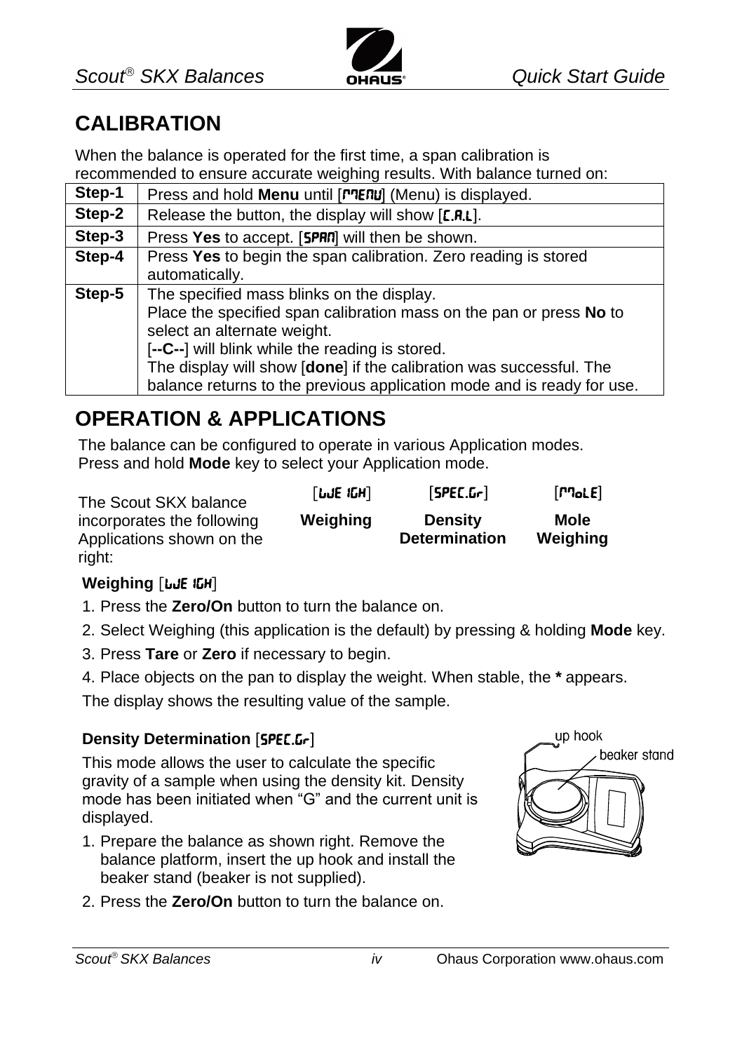# CALIBRATION

When the balance is operated for the first time, a span calibration is recommended to ensure accurate weighing results. With balance turned on:

| Step | Description |
|---|---|
| Step-1 | Press and hold **Menu** until [MENU] (Menu) is displayed. |
| Step-2 | Release the button, the display will show [C.A.L]. |
| Step-3 | Press **Yes** to accept. [SPAN] will then be shown. |
| Step-4 | Press **Yes** to begin the span calibration. Zero reading is stored automatically. |
| Step-5 | The specified mass blinks on the display. Place the specified span calibration mass on the pan or press **No** to select an alternate weight. [**--C--**] will blink while the reading is stored. The display will show [**done**] if the calibration was successful. The balance returns to the previous application mode and is ready for use. |

# OPERATION & APPLICATIONS

The balance can be configured to operate in various Application modes. Press and hold **Mode** key to select your Application mode.

The Scout SKX balance incorporates the following Applications shown on the right:

| [WEIGH] | [SPEC.Gr] | [MoLE] |
|---|---|---|
| **Weighing** | **Density Determination** | **Mole Weighing** |

**Weighing** [WEIGH]

1. Press the **Zero/On** button to turn the balance on.
2. Select Weighing (this application is the default) by pressing & holding **Mode** key.
3. Press **Tare** or **Zero** if necessary to begin.
4. Place objects on the pan to display the weight. When stable, the **\*** appears.

The display shows the resulting value of the sample.

**Density Determination** [SPEC.Gr]

This mode allows the user to calculate the specific gravity of a sample when using the density kit. Density mode has been initiated when "G" and the current unit is displayed.

1. Prepare the balance as shown right. Remove the balance platform, insert the up hook and install the beaker stand (beaker is not supplied).
2. Press the **Zero/On** button to turn the balance on.

up hook

beaker stand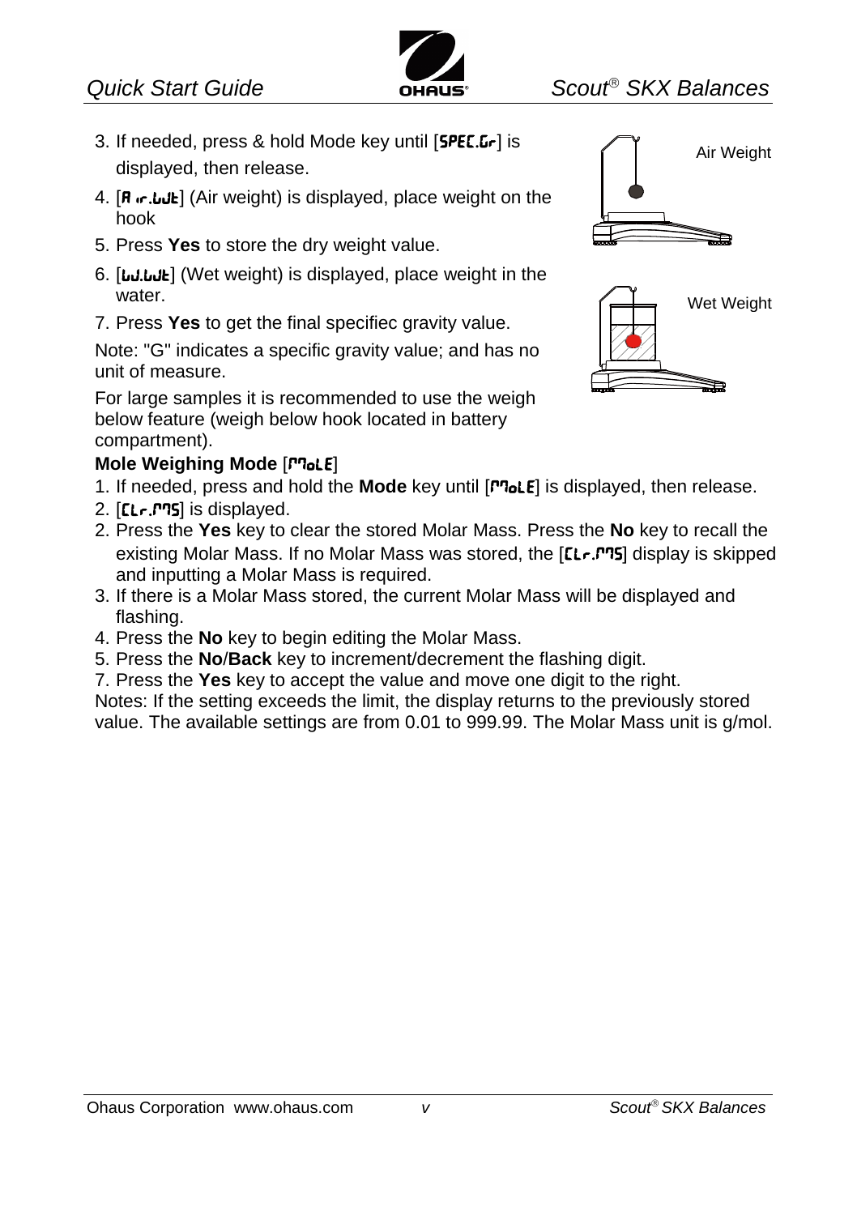3. If needed, press & hold Mode key until [SPEC.Gr] is displayed, then release.
4. [Air.WGt] (Air weight) is displayed, place weight on the hook
5. Press **Yes** to store the dry weight value.
6. [WEt.WGt] (Wet weight) is displayed, place weight in the water.
7. Press **Yes** to get the final specifiec gravity value.

Air Weight

Wet Weight

Note: "G" indicates a specific gravity value; and has no unit of measure.

For large samples it is recommended to use the weigh below feature (weigh below hook located in battery compartment).

**Mole Weighing Mode** [MoLE]

1. If needed, press and hold the **Mode** key until [MoLE] is displayed, then release.
2. [CLr.MMS] is displayed.
2. Press the **Yes** key to clear the stored Molar Mass. Press the **No** key to recall the existing Molar Mass. If no Molar Mass was stored, the [CLr.MMS] display is skipped and inputting a Molar Mass is required.
3. If there is a Molar Mass stored, the current Molar Mass will be displayed and flashing.
4. Press the **No** key to begin editing the Molar Mass.
5. Press the **No**/**Back** key to increment/decrement the flashing digit.
7. Press the **Yes** key to accept the value and move one digit to the right.

Notes: If the setting exceeds the limit, the display returns to the previously stored value. The available settings are from 0.01 to 999.99. The Molar Mass unit is g/mol.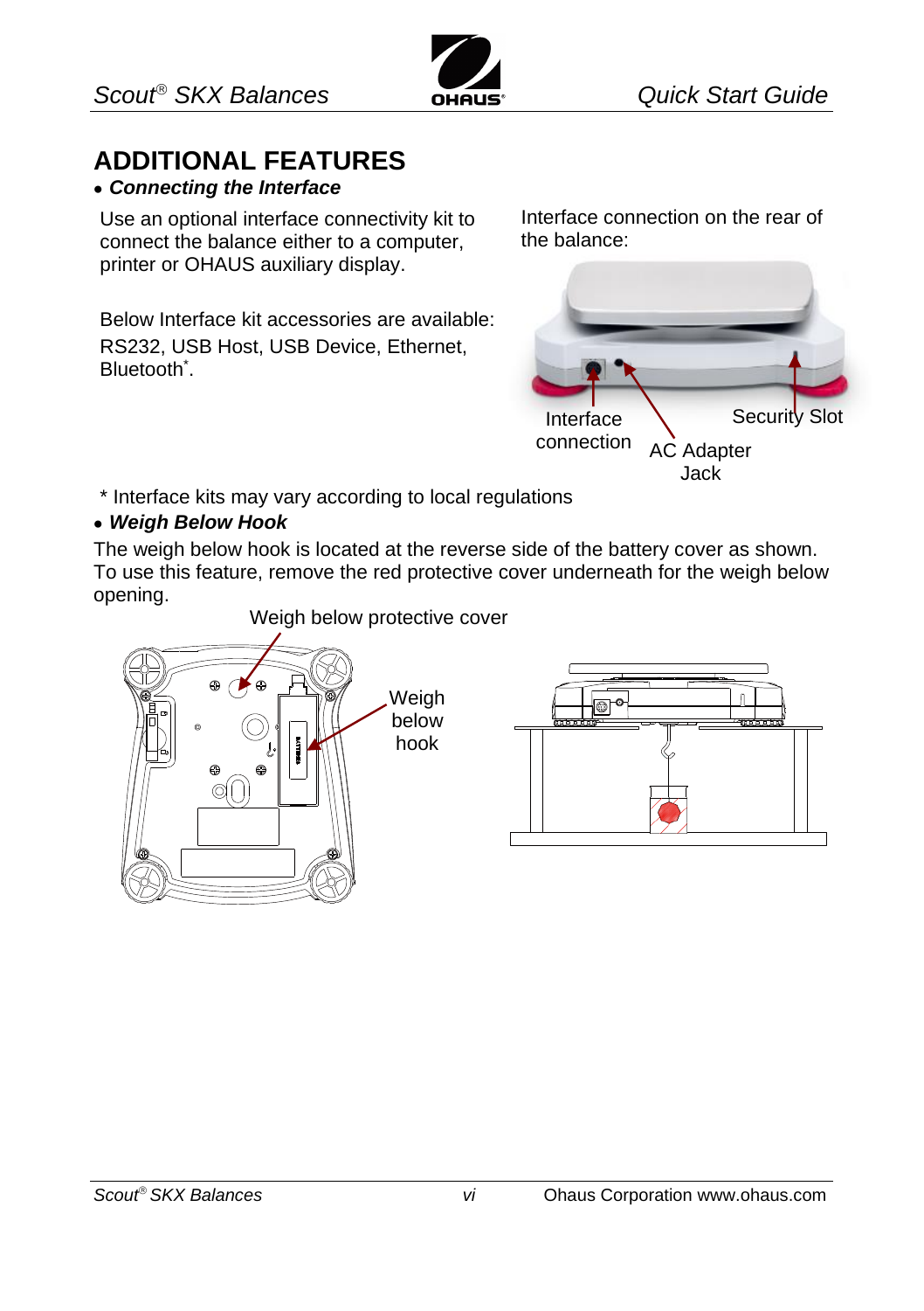# ADDITIONAL FEATURES

- ***Connecting the Interface***

Use an optional interface connectivity kit to connect the balance either to a computer, printer or OHAUS auxiliary display.

Below Interface kit accessories are available: RS232, USB Host, USB Device, Ethernet, Bluetooth*.

Interface connection on the rear of the balance:

Interface connection

AC Adapter Jack

Security Slot

\* Interface kits may vary according to local regulations

- ***Weigh Below Hook***

The weigh below hook is located at the reverse side of the battery cover as shown. To use this feature, remove the red protective cover underneath for the weigh below opening.

Weigh below protective cover

Weigh below hook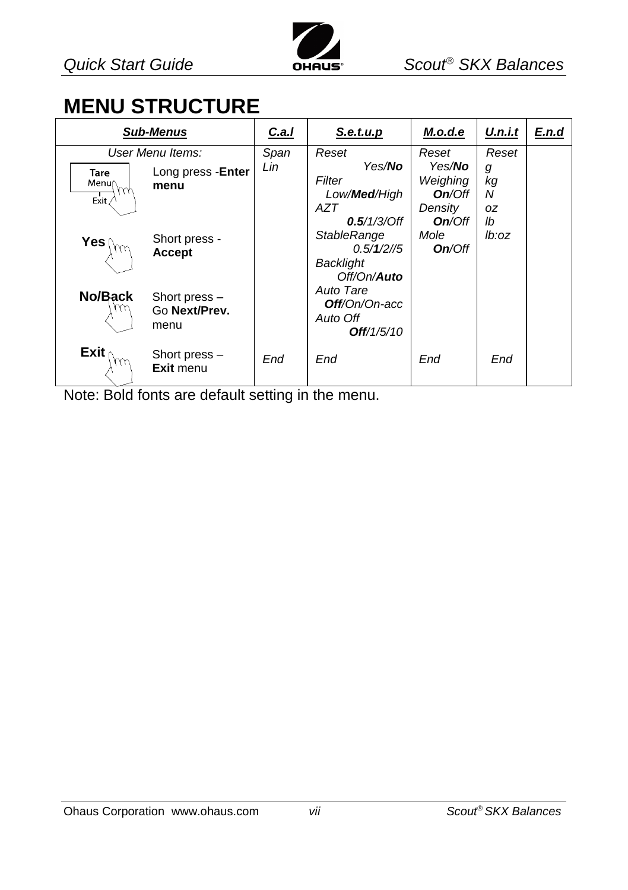# MENU STRUCTURE

| ***Sub-Menus*** | | ***C.a.l*** | ***S.e.t.u.p*** | ***M.o.d.e*** | ***U.n.i.t*** | ***E.n.d*** |
|---|---|---|---|---|---|---|
| *User Menu Items:* | | *Span*<br>*Lin* | *Reset*<br>*Yes/**No***<br>*Filter*<br>*Low/**Med**/High*<br>*AZT*<br>***0.5**/1/3/Off*<br>*StableRange*<br>*0.5/**1**/2//5*<br>*Backlight*<br>*Off/On/**Auto***<br>*Auto Tare*<br>***Off**/On/On-acc*<br>*Auto Off*<br>***Off**/1/5/10* | *Reset*<br>*Yes/**No***<br>*Weighing*<br>***On**/Off*<br>*Density*<br>***On**/Off*<br>*Mole*<br>***On**/Off* | *Reset*<br>*g*<br>*kg*<br>*N*<br>*oz*<br>*lb*<br>*lb:oz* | |
| Tare Menu Exit | Long press -**Enter menu** | | | | | |
| **Yes** | Short press - **Accept** | | | | | |
| **No/Back** | Short press – Go **Next/Prev.** menu | | | | | |
| **Exit** | Short press – **Exit** menu | *End* | *End* | *End* | *End* | |

Note: Bold fonts are default setting in the menu.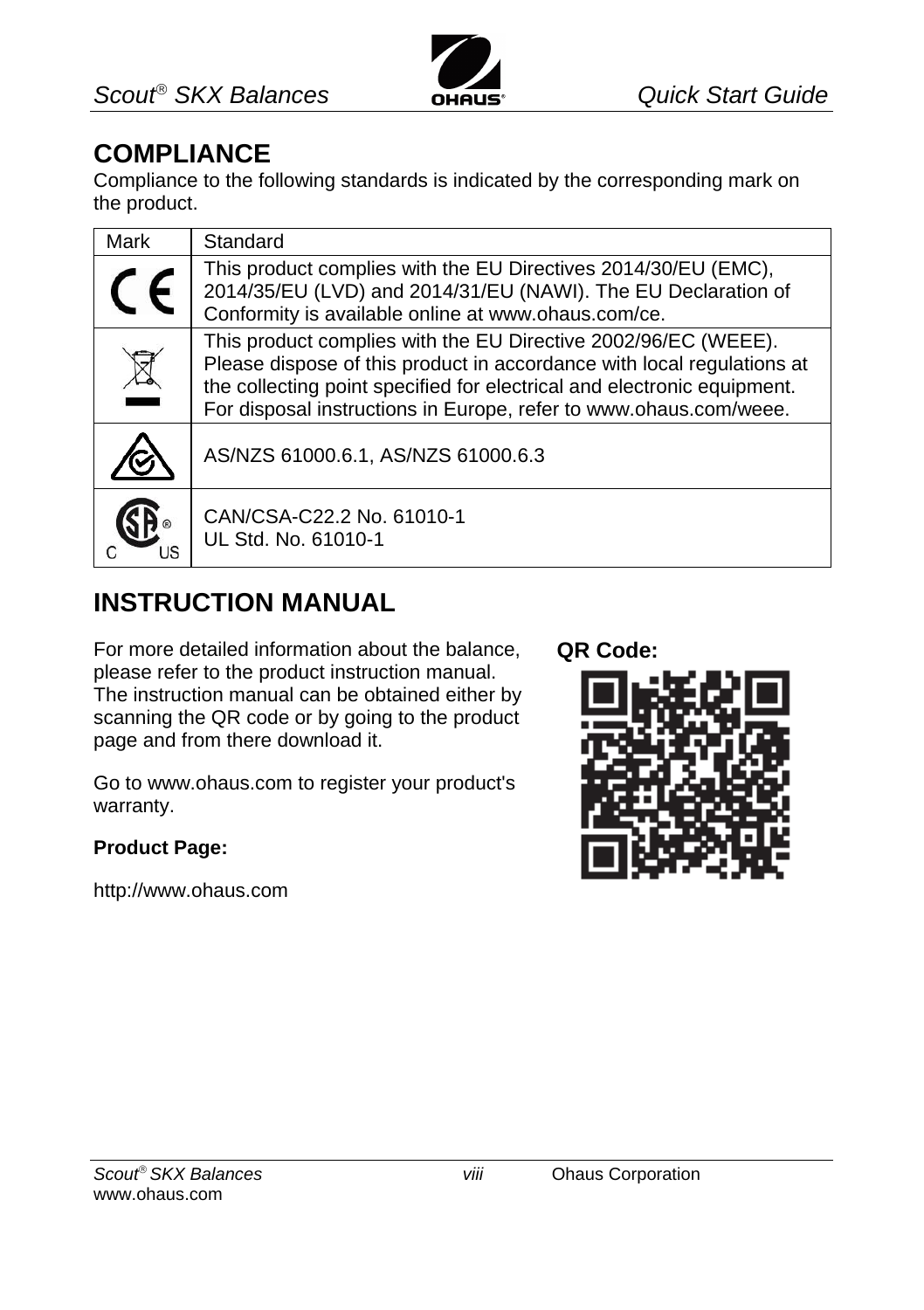## COMPLIANCE

Compliance to the following standards is indicated by the corresponding mark on the product.

| Mark | Standard |
|---|---|
| CE | This product complies with the EU Directives 2014/30/EU (EMC), 2014/35/EU (LVD) and 2014/31/EU (NAWI). The EU Declaration of Conformity is available online at www.ohaus.com/ce. |
| WEEE | This product complies with the EU Directive 2002/96/EC (WEEE). Please dispose of this product in accordance with local regulations at the collecting point specified for electrical and electronic equipment. For disposal instructions in Europe, refer to www.ohaus.com/weee. |
| RCM | AS/NZS 61000.6.1, AS/NZS 61000.6.3 |
| CSA C US | CAN/CSA-C22.2 No. 61010-1<br>UL Std. No. 61010-1 |

## INSTRUCTION MANUAL

For more detailed information about the balance, please refer to the product instruction manual. The instruction manual can be obtained either by scanning the QR code or by going to the product page and from there download it.

Go to www.ohaus.com to register your product's warranty.

**Product Page:**

http://www.ohaus.com

**QR Code:**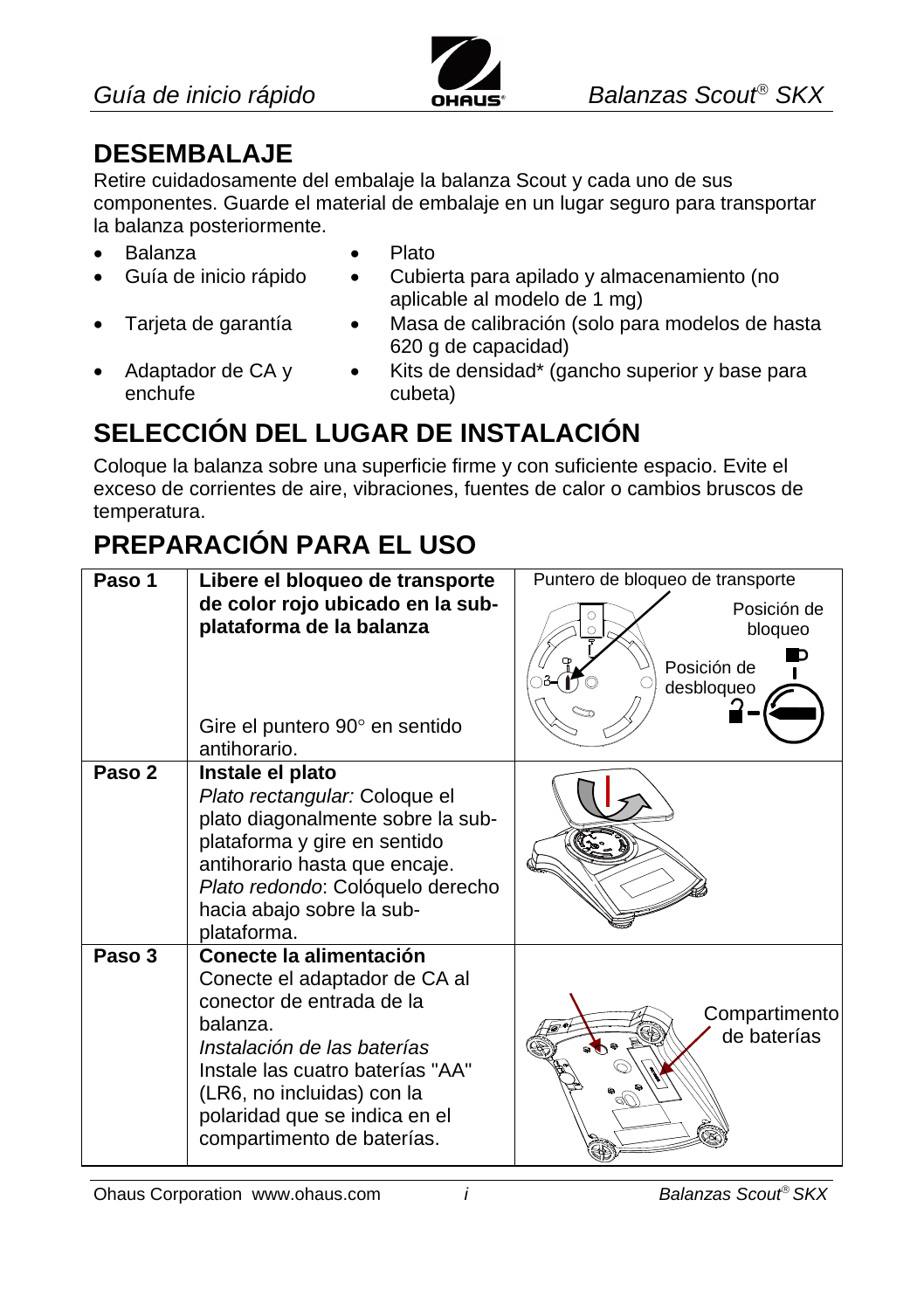## DESEMBALAJE

Retire cuidadosamente del embalaje la balanza Scout y cada uno de sus componentes. Guarde el material de embalaje en un lugar seguro para transportar la balanza posteriormente.

- Balanza
- Guía de inicio rápido
- Tarjeta de garantía
- Adaptador de CA y enchufe
- Plato
- Cubierta para apilado y almacenamiento (no aplicable al modelo de 1 mg)
- Masa de calibración (solo para modelos de hasta 620 g de capacidad)
- Kits de densidad* (gancho superior y base para cubeta)

## SELECCIÓN DEL LUGAR DE INSTALACIÓN

Coloque la balanza sobre una superficie firme y con suficiente espacio. Evite el exceso de corrientes de aire, vibraciones, fuentes de calor o cambios bruscos de temperatura.

## PREPARACIÓN PARA EL USO

| | | |
|---|---|---|
| **Paso 1** | **Libere el bloqueo de transporte de color rojo ubicado en la sub-plataforma de la balanza**<br><br>Gire el puntero 90° en sentido antihorario. | Puntero de bloqueo de transporte<br>Posición de bloqueo<br>Posición de desbloqueo |
| **Paso 2** | **Instale el plato**<br>*Plato rectangular:* Coloque el plato diagonalmente sobre la sub-plataforma y gire en sentido antihorario hasta que encaje.<br>*Plato redondo*: Colóquelo derecho hacia abajo sobre la sub-plataforma. | |
| **Paso 3** | **Conecte la alimentación**<br>Conecte el adaptador de CA al conector de entrada de la balanza.<br>*Instalación de las baterías*<br>Instale las cuatro baterías "AA" (LR6, no incluidas) con la polaridad que se indica en el compartimento de baterías. | Compartimento de baterías |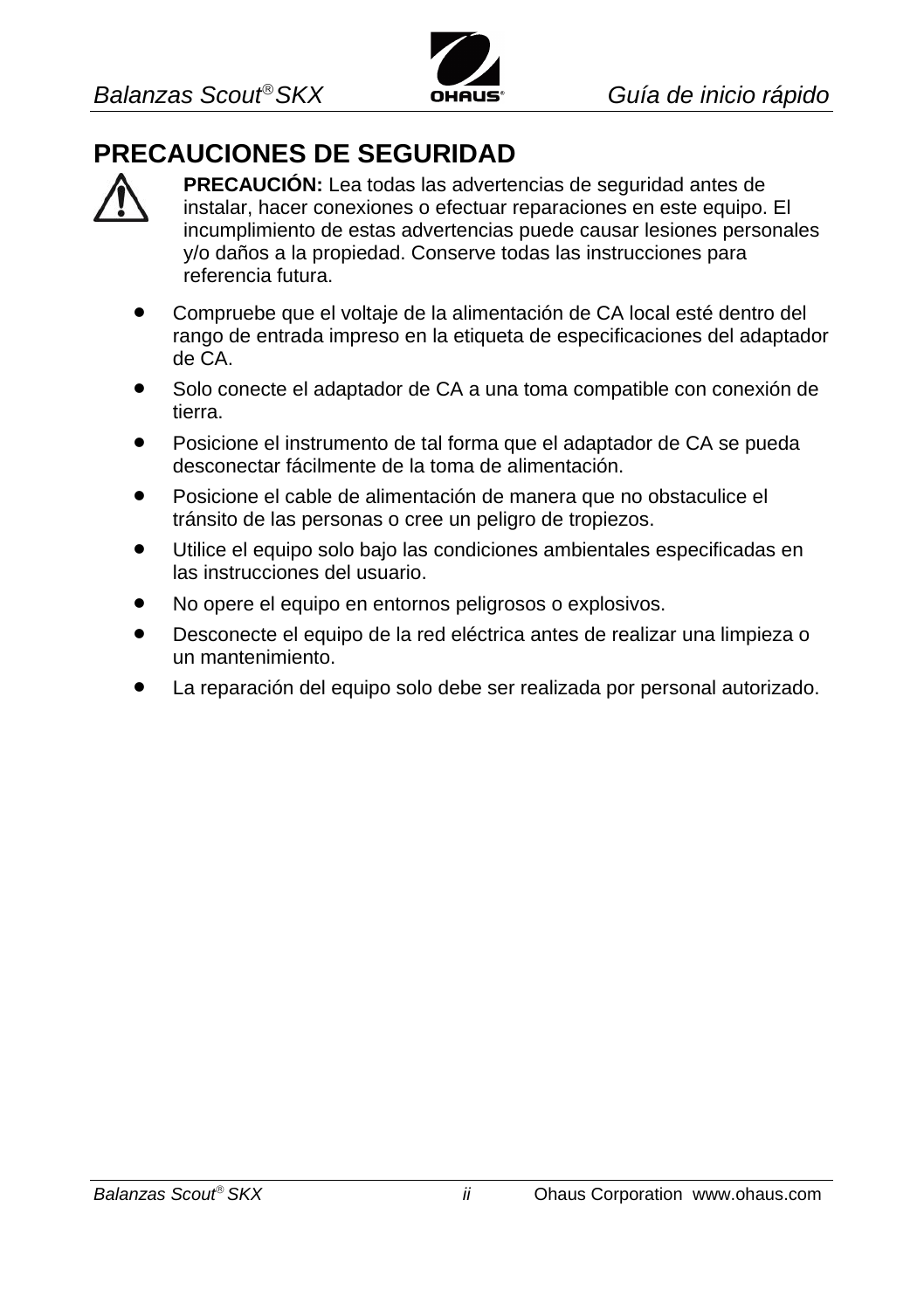# PRECAUCIONES DE SEGURIDAD

**PRECAUCIÓN:** Lea todas las advertencias de seguridad antes de instalar, hacer conexiones o efectuar reparaciones en este equipo. El incumplimiento de estas advertencias puede causar lesiones personales y/o daños a la propiedad. Conserve todas las instrucciones para referencia futura.

- Compruebe que el voltaje de la alimentación de CA local esté dentro del rango de entrada impreso en la etiqueta de especificaciones del adaptador de CA.
- Solo conecte el adaptador de CA a una toma compatible con conexión de tierra.
- Posicione el instrumento de tal forma que el adaptador de CA se pueda desconectar fácilmente de la toma de alimentación.
- Posicione el cable de alimentación de manera que no obstaculice el tránsito de las personas o cree un peligro de tropiezos.
- Utilice el equipo solo bajo las condiciones ambientales especificadas en las instrucciones del usuario.
- No opere el equipo en entornos peligrosos o explosivos.
- Desconecte el equipo de la red eléctrica antes de realizar una limpieza o un mantenimiento.
- La reparación del equipo solo debe ser realizada por personal autorizado.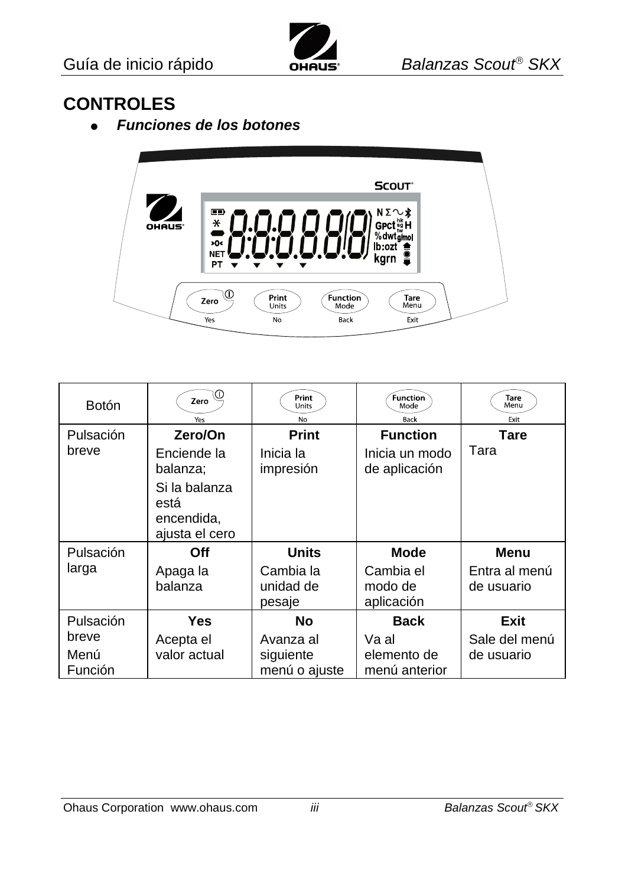## CONTROLES

- ***Funciones de los botones***

| Botón | Zero / Yes | Print Units / No | Function Mode / Back | Tare Menu / Exit |
|---|---|---|---|---|
| Pulsación breve | **Zero/On**<br>Enciende la balanza;<br>Si la balanza está encendida, ajusta el cero | **Print**<br>Inicia la impresión | **Function**<br>Inicia un modo de aplicación | **Tare**<br>Tara |
| Pulsación larga | **Off**<br>Apaga la balanza | **Units**<br>Cambia la unidad de pesaje | **Mode**<br>Cambia el modo de aplicación | **Menu**<br>Entra al menú de usuario |
| Pulsación breve<br>Menú Función | **Yes**<br>Acepta el valor actual | **No**<br>Avanza al siguiente menú o ajuste | **Back**<br>Va al elemento de menú anterior | **Exit**<br>Sale del menú de usuario |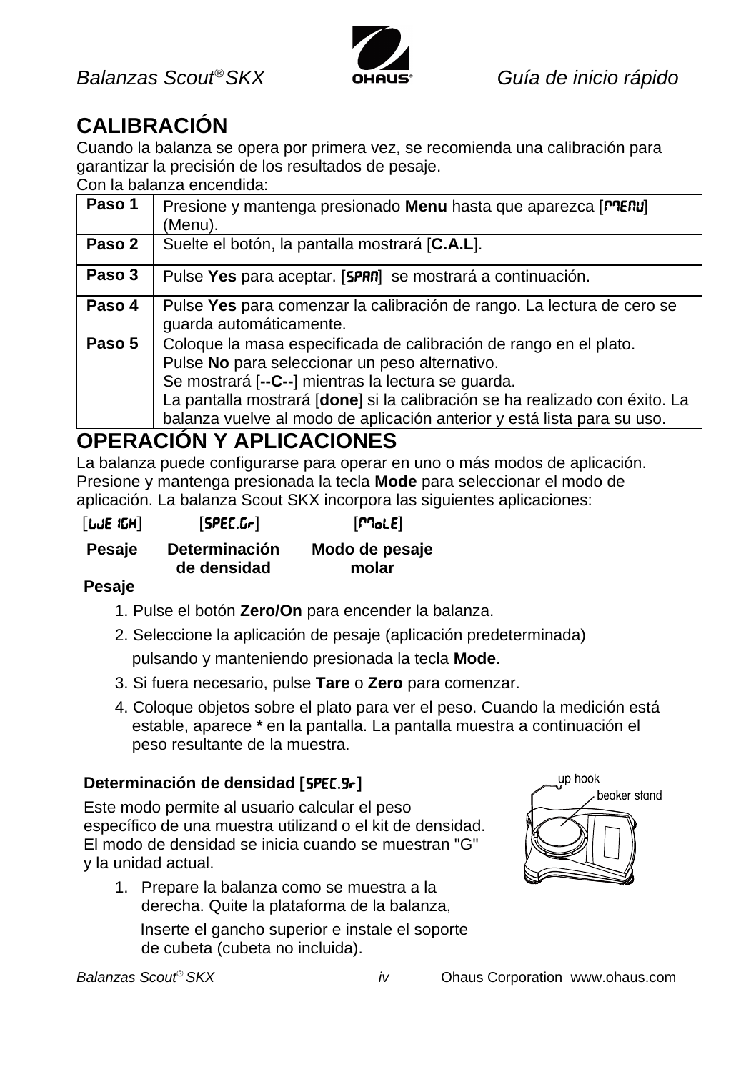## CALIBRACIÓN

Cuando la balanza se opera por primera vez, se recomienda una calibración para garantizar la precisión de los resultados de pesaje.
Con la balanza encendida:

| Paso | Descripción |
|---|---|
| **Paso 1** | Presione y mantenga presionado **Menu** hasta que aparezca [MENU] (Menu). |
| **Paso 2** | Suelte el botón, la pantalla mostrará [**C.A.L**]. |
| **Paso 3** | Pulse **Yes** para aceptar. [SPAN] se mostrará a continuación. |
| **Paso 4** | Pulse **Yes** para comenzar la calibración de rango. La lectura de cero se guarda automáticamente. |
| **Paso 5** | Coloque la masa especificada de calibración de rango en el plato.<br>Pulse **No** para seleccionar un peso alternativo.<br>Se mostrará [**--C--**] mientras la lectura se guarda.<br>La pantalla mostrará [**done**] si la calibración se ha realizado con éxito. La balanza vuelve al modo de aplicación anterior y está lista para su uso. |

## OPERACIÓN Y APLICACIONES

La balanza puede configurarse para operar en uno o más modos de aplicación. Presione y mantenga presionada la tecla **Mode** para seleccionar el modo de aplicación. La balanza Scout SKX incorpora las siguientes aplicaciones:

| [WEIGH] | [SPEC.Gr] | [MoLE] |
|---|---|---|
| **Pesaje** | **Determinación de densidad** | **Modo de pesaje molar** |

**Pesaje**

1. Pulse el botón **Zero/On** para encender la balanza.
2. Seleccione la aplicación de pesaje (aplicación predeterminada) pulsando y manteniendo presionada la tecla **Mode**.
3. Si fuera necesario, pulse **Tare** o **Zero** para comenzar.
4. Coloque objetos sobre el plato para ver el peso. Cuando la medición está estable, aparece * en la pantalla. La pantalla muestra a continuación el peso resultante de la muestra.

**Determinación de densidad [SPEC.9r]**

Este modo permite al usuario calcular el peso específico de una muestra utilizand o el kit de densidad. El modo de densidad se inicia cuando se muestran "G" y la unidad actual.

up hook
beaker stand

1. Prepare la balanza como se muestra a la derecha. Quite la plataforma de la balanza,

   Inserte el gancho superior e instale el soporte de cubeta (cubeta no incluida).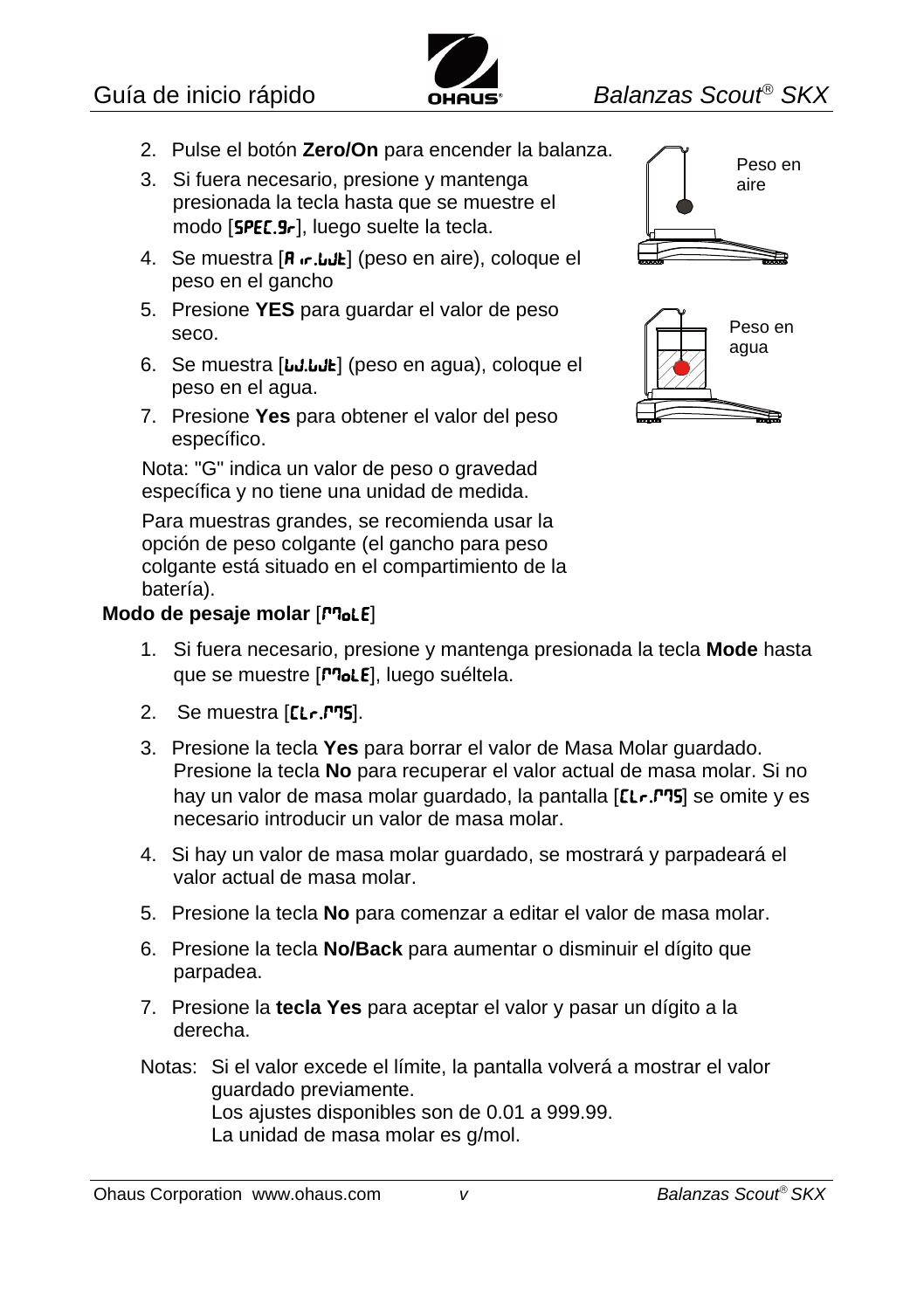2. Pulse el botón **Zero/On** para encender la balanza.
3. Si fuera necesario, presione y mantenga presionada la tecla hasta que se muestre el modo [SPEC.Gr], luego suelte la tecla.
4. Se muestra [A ir.WUt] (peso en aire), coloque el peso en el gancho
5. Presione **YES** para guardar el valor de peso seco.
6. Se muestra [WU.WUt] (peso en agua), coloque el peso en el agua.
7. Presione **Yes** para obtener el valor del peso específico.

Peso en aire

Peso en agua

Nota: "G" indica un valor de peso o gravedad específica y no tiene una unidad de medida.

Para muestras grandes, se recomienda usar la opción de peso colgante (el gancho para peso colgante está situado en el compartimiento de la batería).

**Modo de pesaje molar** [MoLE]

1. Si fuera necesario, presione y mantenga presionada la tecla **Mode** hasta que se muestre [MoLE], luego suéltela.
2. Se muestra [CLr.MMS].
3. Presione la tecla **Yes** para borrar el valor de Masa Molar guardado. Presione la tecla **No** para recuperar el valor actual de masa molar. Si no hay un valor de masa molar guardado, la pantalla [CLr.MMS] se omite y es necesario introducir un valor de masa molar.
4. Si hay un valor de masa molar guardado, se mostrará y parpadeará el valor actual de masa molar.
5. Presione la tecla **No** para comenzar a editar el valor de masa molar.
6. Presione la tecla **No/Back** para aumentar o disminuir el dígito que parpadea.
7. Presione la **tecla Yes** para aceptar el valor y pasar un dígito a la derecha.

Notas: Si el valor excede el límite, la pantalla volverá a mostrar el valor guardado previamente.
Los ajustes disponibles son de 0.01 a 999.99.
La unidad de masa molar es g/mol.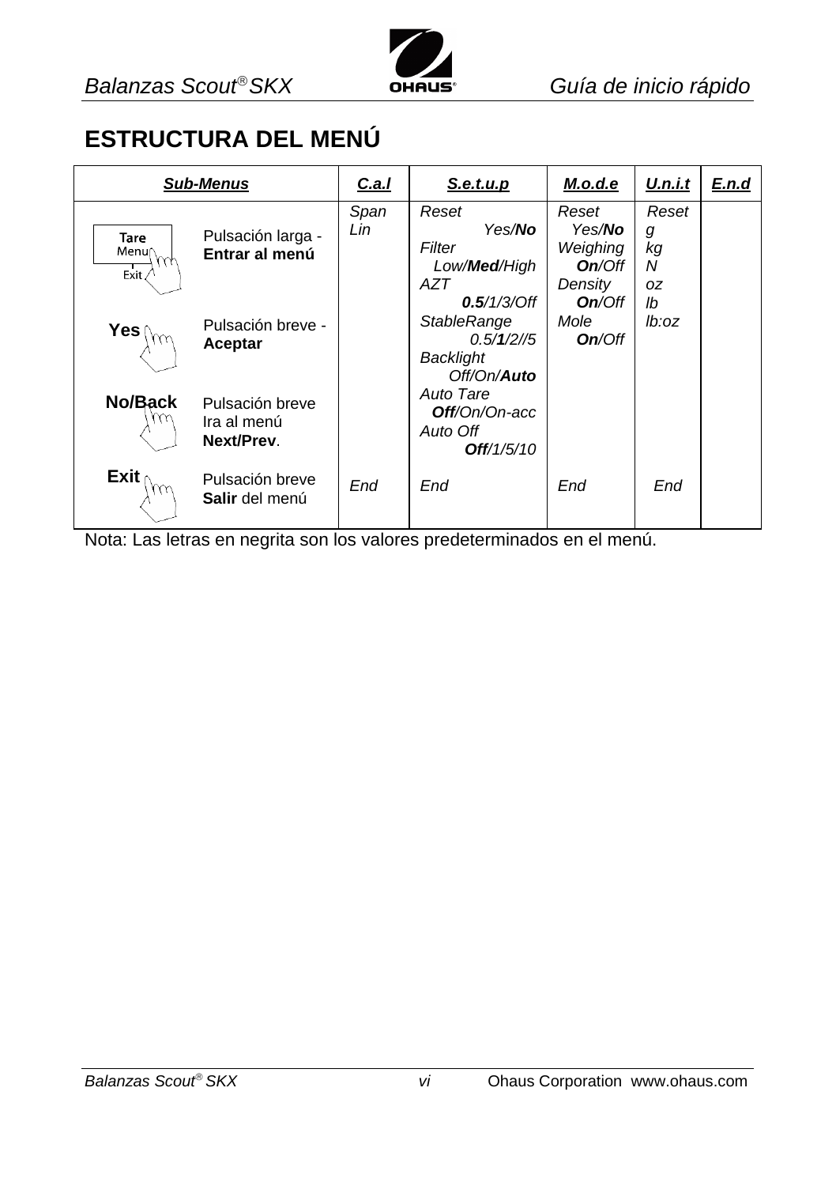# ESTRUCTURA DEL MENÚ

| ***Sub-Menus*** | | ***C.a.l*** | ***S.e.t.u.p*** | ***M.o.d.e*** | ***U.n.i.t*** | ***E.n.d*** |
|---|---|---|---|---|---|---|
| Tare Menu Exit | Pulsación larga - **Entrar al menú** | *Span* *Lin* | *Reset* *Yes/**No*** *Filter* *Low/**Med**/High* *AZT* ***0.5**/1/3/Off* | *Reset* *Yes/**No*** *Weighing* ***On**/Off* *Density* ***On**/Off* | *Reset* *g* *kg* *N* *oz* *lb* *lb:oz* | |
| Yes | Pulsación breve - **Aceptar** | | *StableRange* *0.5/**1**/2//5* *Backlight* *Off/On/**Auto*** | *Mole* ***On**/Off* | | |
| No/Back | Pulsación breve Ira al menú **Next/Prev**. | | *Auto Tare* ***Off**/On/On-acc* *Auto Off* ***Off**/1/5/10* | | | |
| Exit | Pulsación breve **Salir** del menú | *End* | *End* | *End* | *End* | |

Nota: Las letras en negrita son los valores predeterminados en el menú.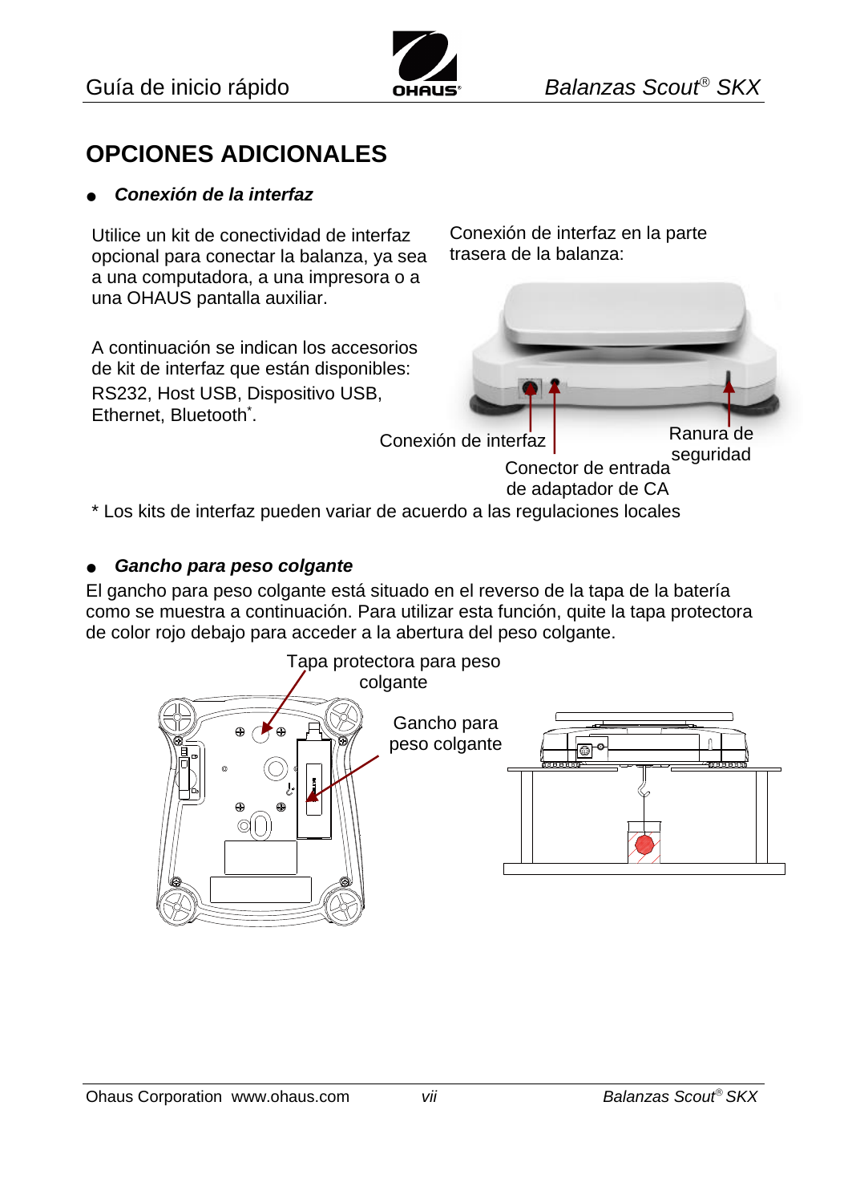# OPCIONES ADICIONALES

- ***Conexión de la interfaz***

Utilice un kit de conectividad de interfaz opcional para conectar la balanza, ya sea a una computadora, a una impresora o a una OHAUS pantalla auxiliar.

A continuación se indican los accesorios de kit de interfaz que están disponibles: RS232, Host USB, Dispositivo USB, Ethernet, Bluetooth*.

Conexión de interfaz en la parte trasera de la balanza:

Conexión de interfaz

Conector de entrada de adaptador de CA

Ranura de seguridad

\* Los kits de interfaz pueden variar de acuerdo a las regulaciones locales

- ***Gancho para peso colgante***

El gancho para peso colgante está situado en el reverso de la tapa de la batería como se muestra a continuación. Para utilizar esta función, quite la tapa protectora de color rojo debajo para acceder a la abertura del peso colgante.

Tapa protectora para peso colgante

Gancho para peso colgante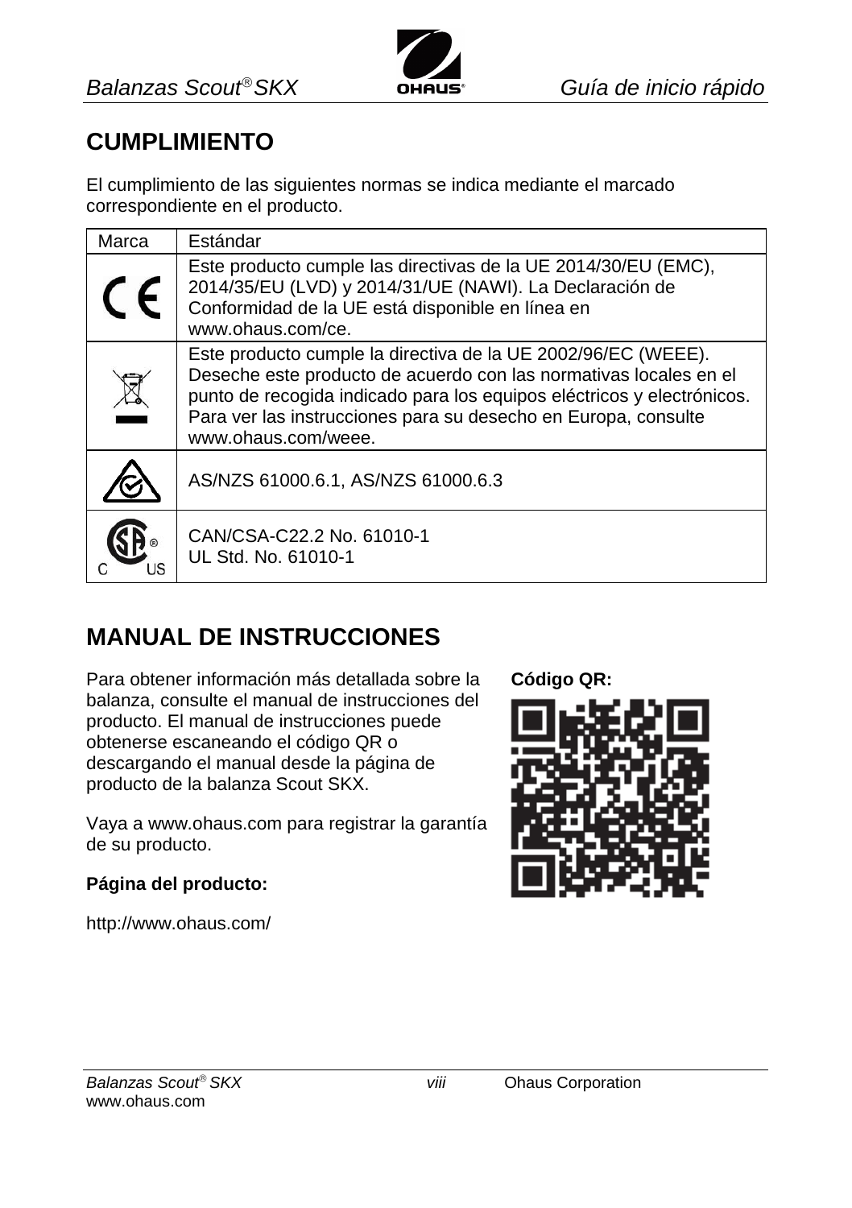## CUMPLIMIENTO

El cumplimiento de las siguientes normas se indica mediante el marcado correspondiente en el producto.

| Marca | Estándar |
|---|---|
| CE | Este producto cumple las directivas de la UE 2014/30/EU (EMC), 2014/35/EU (LVD) y 2014/31/UE (NAWI). La Declaración de Conformidad de la UE está disponible en línea en www.ohaus.com/ce. |
| | Este producto cumple la directiva de la UE 2002/96/EC (WEEE). Deseche este producto de acuerdo con las normativas locales en el punto de recogida indicado para los equipos eléctricos y electrónicos. Para ver las instrucciones para su desecho en Europa, consulte www.ohaus.com/weee. |
| | AS/NZS 61000.6.1, AS/NZS 61000.6.3 |
| C SA US | CAN/CSA-C22.2 No. 61010-1<br>UL Std. No. 61010-1 |

## MANUAL DE INSTRUCCIONES

Para obtener información más detallada sobre la balanza, consulte el manual de instrucciones del producto. El manual de instrucciones puede obtenerse escaneando el código QR o descargando el manual desde la página de producto de la balanza Scout SKX.

Vaya a www.ohaus.com para registrar la garantía de su producto.

**Página del producto:**

http://www.ohaus.com/

**Código QR:**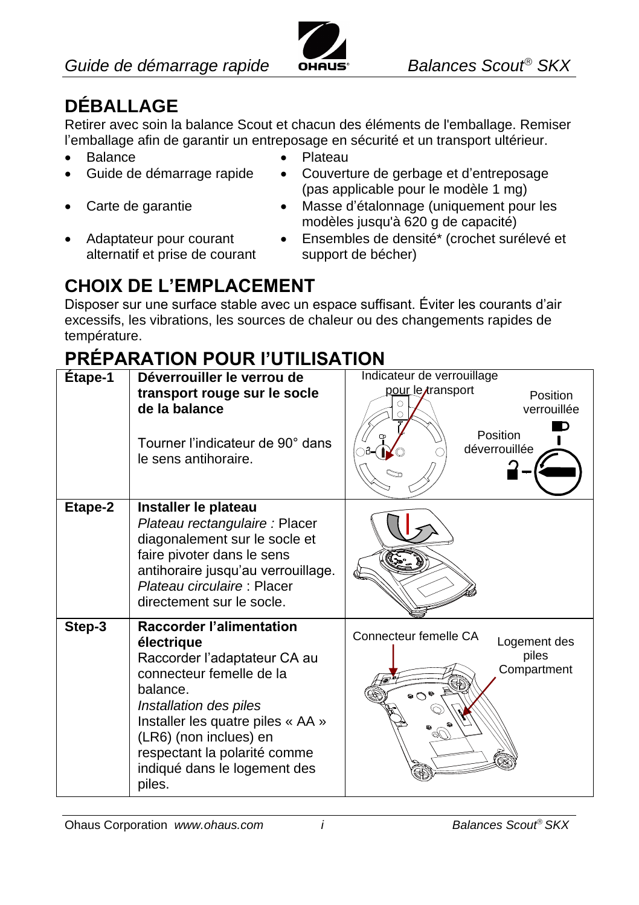# DÉBALLAGE

Retirer avec soin la balance Scout et chacun des éléments de l'emballage. Remiser l'emballage afin de garantir un entreposage en sécurité et un transport ultérieur.

- Balance
- Guide de démarrage rapide
- Carte de garantie
- Adaptateur pour courant alternatif et prise de courant
- Plateau
- Couverture de gerbage et d'entreposage (pas applicable pour le modèle 1 mg)
- Masse d'étalonnage (uniquement pour les modèles jusqu'à 620 g de capacité)
- Ensembles de densité* (crochet surélevé et support de bécher)

# CHOIX DE L'EMPLACEMENT

Disposer sur une surface stable avec un espace suffisant. Éviter les courants d'air excessifs, les vibrations, les sources de chaleur ou des changements rapides de température.

# PRÉPARATION POUR L'UTILISATION

| | | |
|---|---|---|
| Étape-1 | **Déverrouiller le verrou de transport rouge sur le socle de la balance**<br><br>Tourner l'indicateur de 90° dans le sens antihoraire. | Indicateur de verrouillage pour le transport<br>Position verrouillée<br>Position déverrouillée |
| Etape-2 | **Installer le plateau**<br>*Plateau rectangulaire :* Placer diagonalement sur le socle et faire pivoter dans le sens antihoraire jusqu'au verrouillage.<br>*Plateau circulaire* : Placer directement sur le socle. | |
| Step-3 | **Raccorder l'alimentation électrique**<br>Raccorder l'adaptateur CA au connecteur femelle de la balance.<br>*Installation des piles*<br>Installer les quatre piles « AA » (LR6) (non inclues) en respectant la polarité comme indiqué dans le logement des piles. | Connecteur femelle CA<br>Logement des piles Compartment |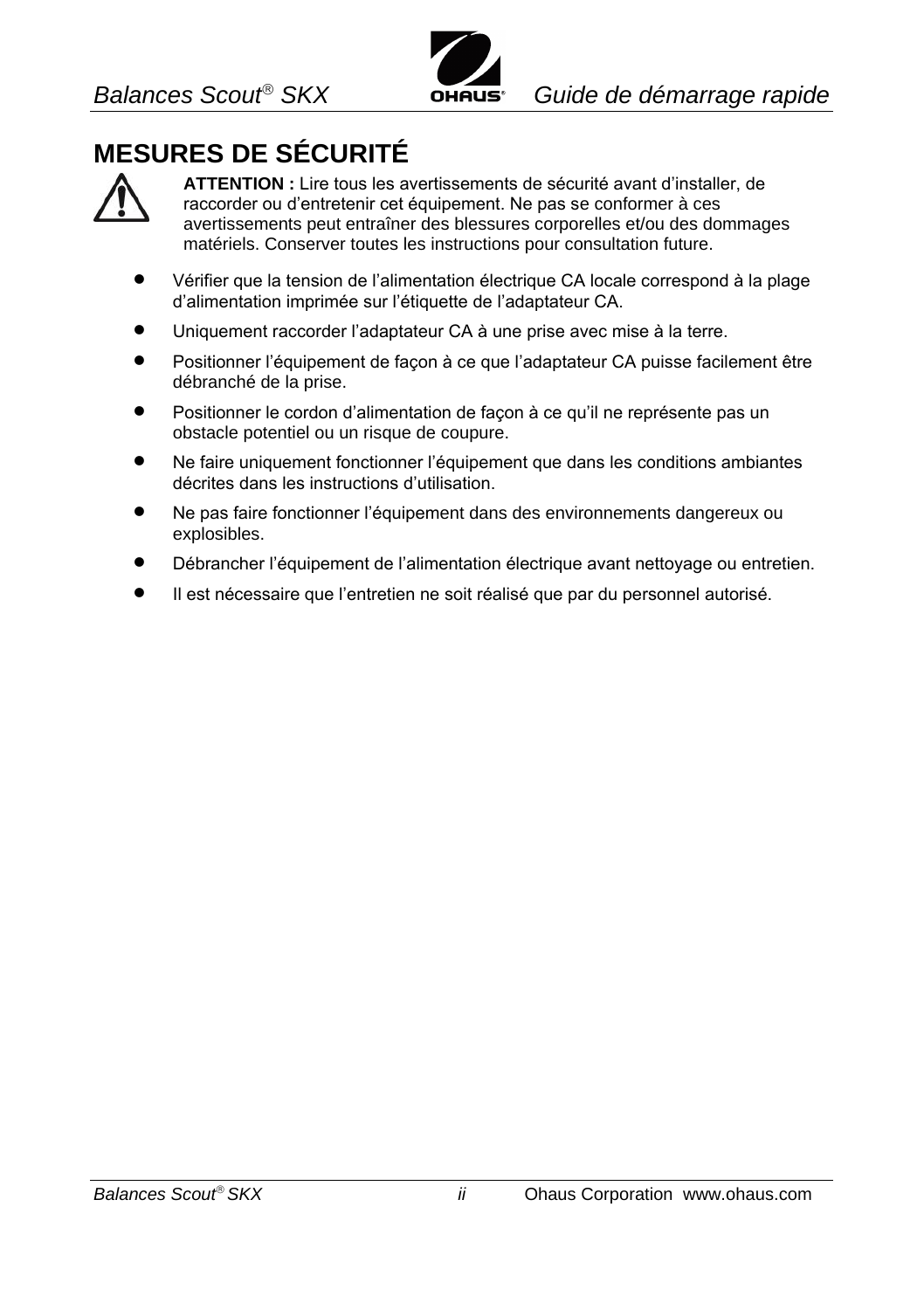# MESURES DE SÉCURITÉ

**ATTENTION :** Lire tous les avertissements de sécurité avant d'installer, de raccorder ou d'entretenir cet équipement. Ne pas se conformer à ces avertissements peut entraîner des blessures corporelles et/ou des dommages matériels. Conserver toutes les instructions pour consultation future.

- Vérifier que la tension de l'alimentation électrique CA locale correspond à la plage d'alimentation imprimée sur l'étiquette de l'adaptateur CA.
- Uniquement raccorder l'adaptateur CA à une prise avec mise à la terre.
- Positionner l'équipement de façon à ce que l'adaptateur CA puisse facilement être débranché de la prise.
- Positionner le cordon d'alimentation de façon à ce qu'il ne représente pas un obstacle potentiel ou un risque de coupure.
- Ne faire uniquement fonctionner l'équipement que dans les conditions ambiantes décrites dans les instructions d'utilisation.
- Ne pas faire fonctionner l'équipement dans des environnements dangereux ou explosibles.
- Débrancher l'équipement de l'alimentation électrique avant nettoyage ou entretien.
- Il est nécessaire que l'entretien ne soit réalisé que par du personnel autorisé.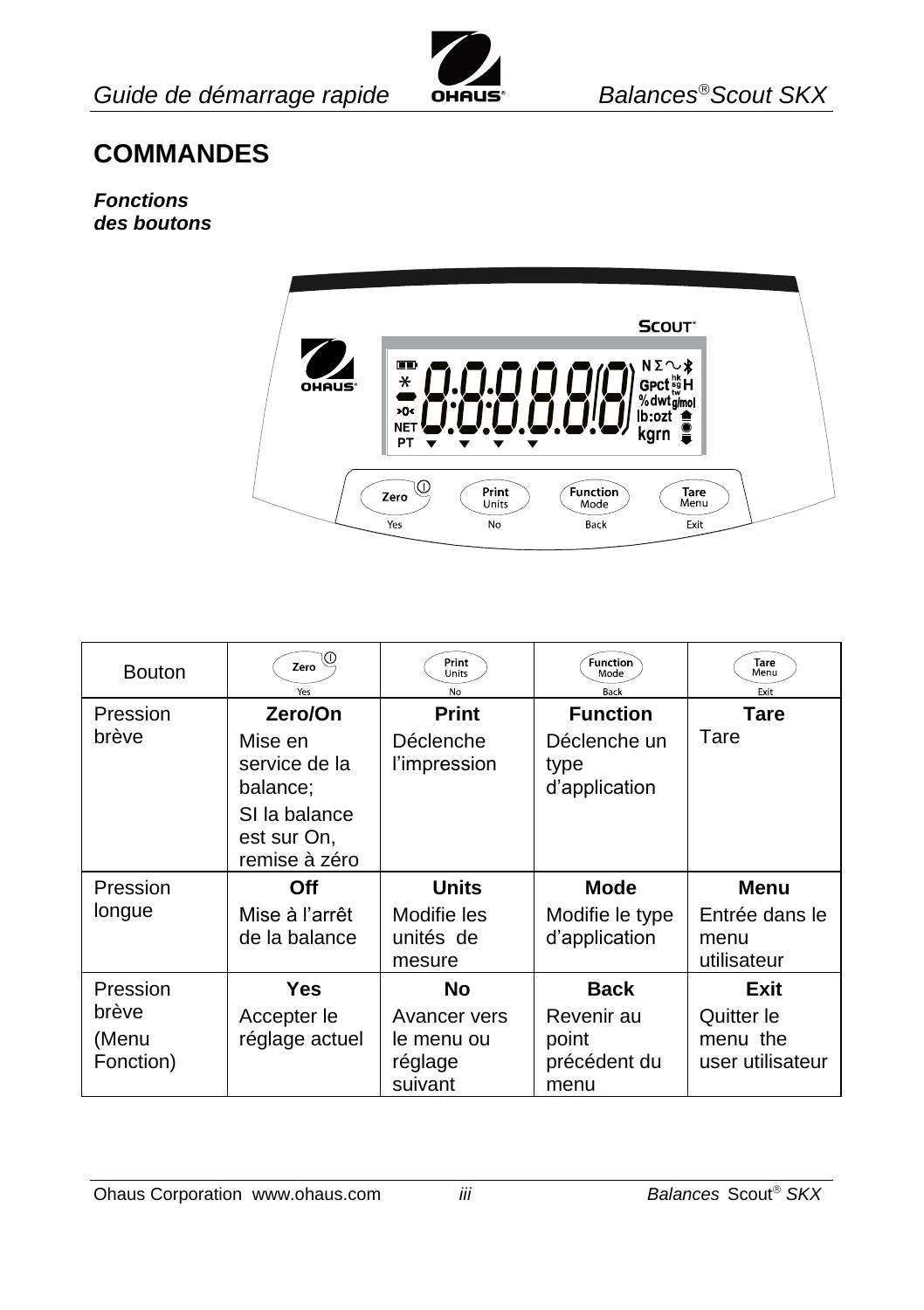# COMMANDES

***Fonctions des boutons***

| Bouton | Zero (Yes) | Print Units (No) | Function Mode (Back) | Tare Menu (Exit) |
|---|---|---|---|---|
| Pression brève | **Zero/On** Mise en service de la balance; SI la balance est sur On, remise à zéro | **Print** Déclenche l'impression | **Function** Déclenche un type d'application | **Tare** Tare |
| Pression longue | **Off** Mise à l'arrêt de la balance | **Units** Modifie les unités de mesure | **Mode** Modifie le type d'application | **Menu** Entrée dans le menu utilisateur |
| Pression brève (Menu Fonction) | **Yes** Accepter le réglage actuel | **No** Avancer vers le menu ou réglage suivant | **Back** Revenir au point précédent du menu | **Exit** Quitter le menu the user utilisateur |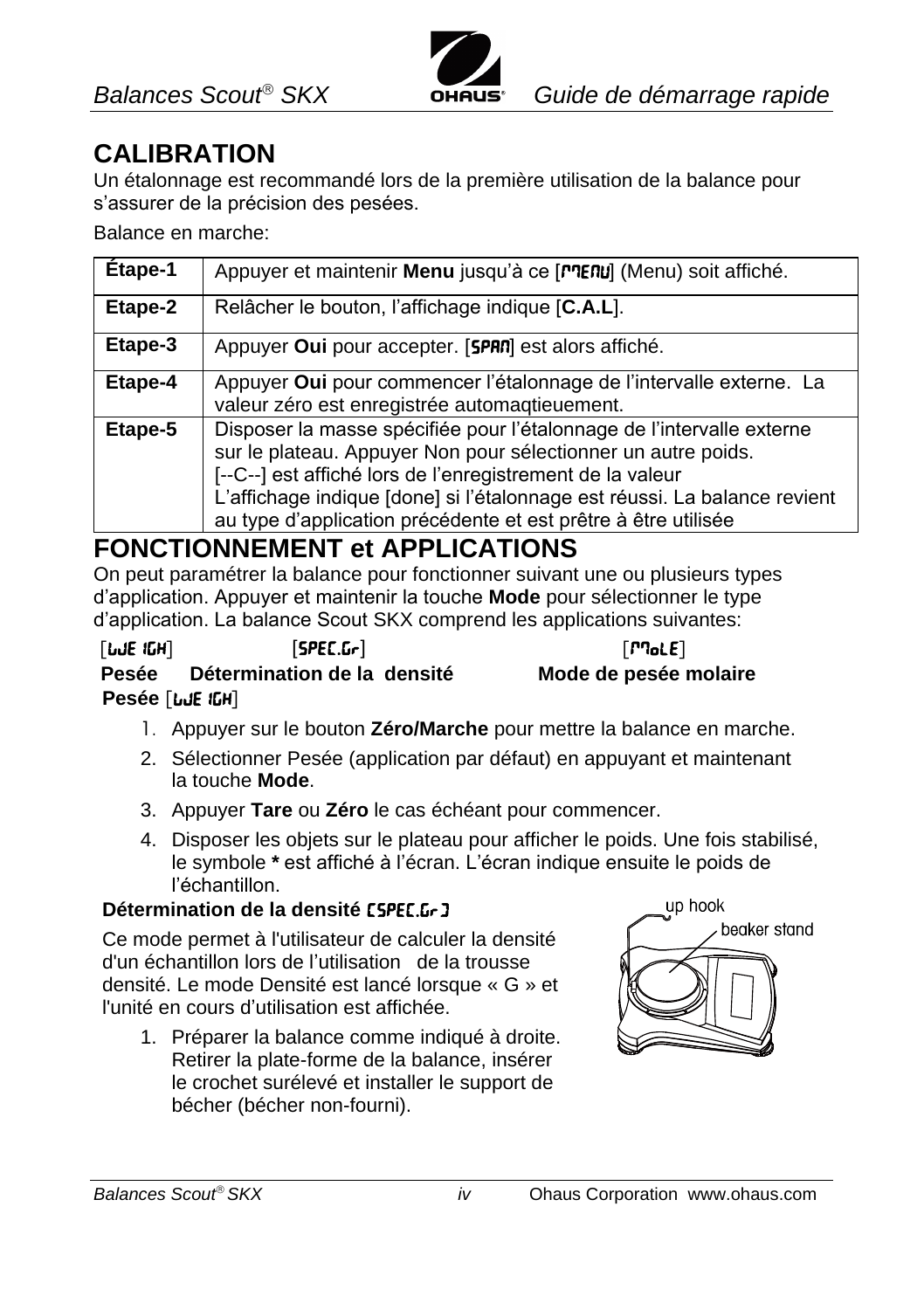## CALIBRATION

Un étalonnage est recommandé lors de la première utilisation de la balance pour s'assurer de la précision des pesées.

Balance en marche:

| Étape-1 | Appuyer et maintenir **Menu** jusqu'à ce [MENU] (Menu) soit affiché. |
|---|---|
| Etape-2 | Relâcher le bouton, l'affichage indique [**C.A.L**]. |
| Etape-3 | Appuyer **Oui** pour accepter. [SPAN] est alors affiché. |
| Etape-4 | Appuyer **Oui** pour commencer l'étalonnage de l'intervalle externe. La valeur zéro est enregistrée automaqtieuement. |
| Etape-5 | Disposer la masse spécifiée pour l'étalonnage de l'intervalle externe sur le plateau. Appuyer Non pour sélectionner un autre poids. [--C--] est affiché lors de l'enregistrement de la valeur L'affichage indique [done] si l'étalonnage est réussi. La balance revient au type d'application précédente et est prêtre à être utilisée |

## FONCTIONNEMENT et APPLICATIONS

On peut paramétrer la balance pour fonctionner suivant une ou plusieurs types d'application. Appuyer et maintenir la touche **Mode** pour sélectionner le type d'application. La balance Scout SKX comprend les applications suivantes:

| [WEIGH] | [SPEC.Gr] | [MoLE] |
|---|---|---|
| **Pesée** | **Détermination de la densité** | **Mode de pesée molaire** |

**Pesée** [WEIGH]

1. Appuyer sur le bouton **Zéro/Marche** pour mettre la balance en marche.
2. Sélectionner Pesée (application par défaut) en appuyant et maintenant la touche **Mode**.
3. Appuyer **Tare** ou **Zéro** le cas échéant pour commencer.
4. Disposer les objets sur le plateau pour afficher le poids. Une fois stabilisé, le symbole * est affiché à l'écran. L'écran indique ensuite le poids de l'échantillon.

**Détermination de la densité** [SPEC.Gr]

Ce mode permet à l'utilisateur de calculer la densité d'un échantillon lors de l'utilisation de la trousse densité. Le mode Densité est lancé lorsque « G » et l'unité en cours d'utilisation est affichée.

1. Préparer la balance comme indiqué à droite. Retirer la plate-forme de la balance, insérer le crochet surélevé et installer le support de bécher (bécher non-fourni).

up hook

beaker stand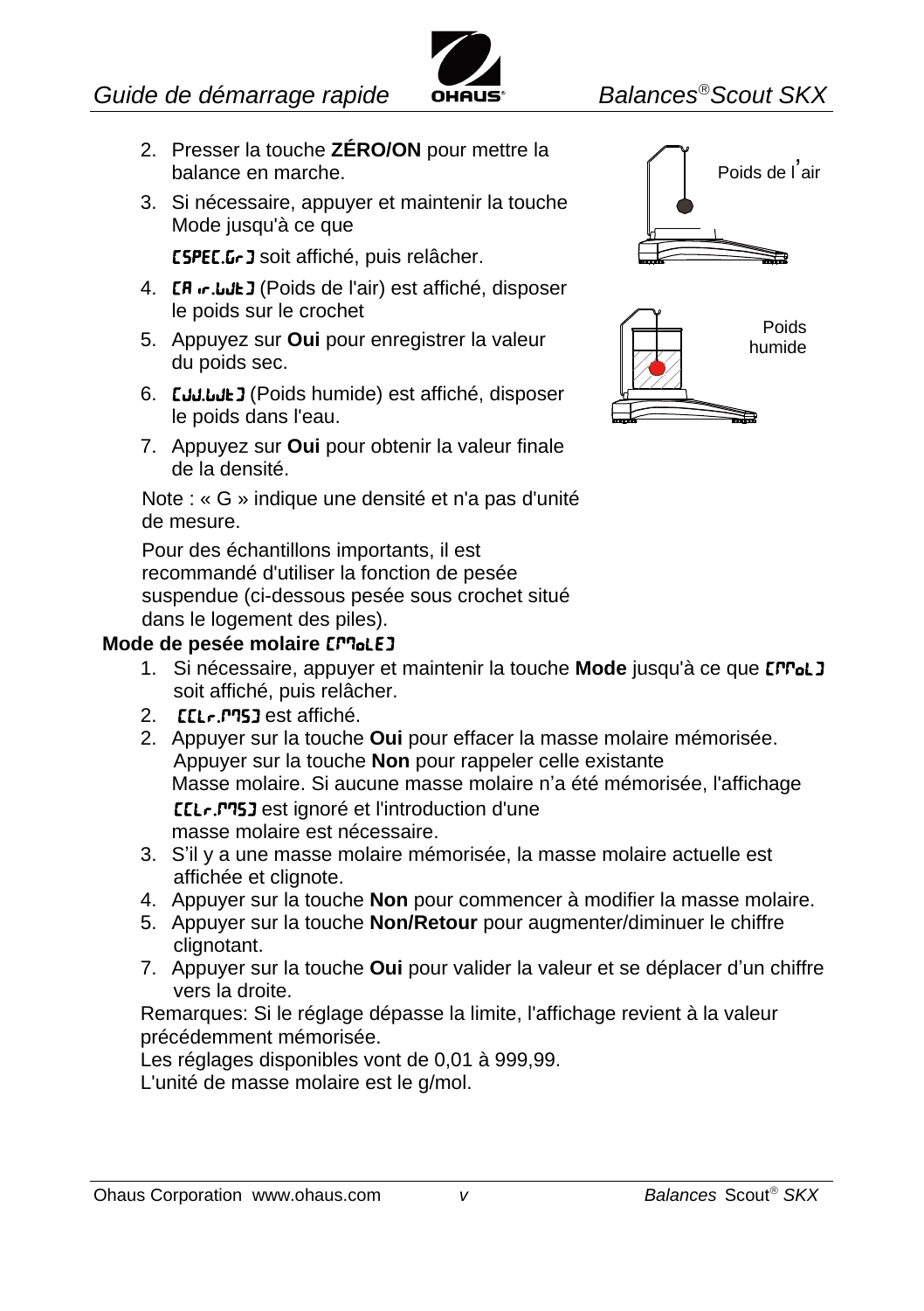2. Presser la touche **ZÉRO/ON** pour mettre la balance en marche.
3. Si nécessaire, appuyer et maintenir la touche Mode jusqu'à ce que

   [SPEC.Gr] soit affiché, puis relâcher.
4. [Air.Wt] (Poids de l'air) est affiché, disposer le poids sur le crochet
5. Appuyez sur **Oui** pour enregistrer la valeur du poids sec.
6. [WJ.Wt] (Poids humide) est affiché, disposer le poids dans l'eau.
7. Appuyez sur **Oui** pour obtenir la valeur finale de la densité.

Poids de l'air

Poids humide

Note : « G » indique une densité et n'a pas d'unité de mesure.

Pour des échantillons importants, il est recommandé d'utiliser la fonction de pesée suspendue (ci-dessous pesée sous crochet situé dans le logement des piles).

**Mode de pesée molaire** [MoLE]

1. Si nécessaire, appuyer et maintenir la touche **Mode** jusqu'à ce que [MoL] soit affiché, puis relâcher.
2. [CLr.MS] est affiché.
2. Appuyer sur la touche **Oui** pour effacer la masse molaire mémorisée. Appuyer sur la touche **Non** pour rappeler celle existante Masse molaire. Si aucune masse molaire n'a été mémorisée, l'affichage [CLr.MS] est ignoré et l'introduction d'une masse molaire est nécessaire.
3. S'il y a une masse molaire mémorisée, la masse molaire actuelle est affichée et clignote.
4. Appuyer sur la touche **Non** pour commencer à modifier la masse molaire.
5. Appuyer sur la touche **Non/Retour** pour augmenter/diminuer le chiffre clignotant.
7. Appuyer sur la touche **Oui** pour valider la valeur et se déplacer d'un chiffre vers la droite.

Remarques: Si le réglage dépasse la limite, l'affichage revient à la valeur précédemment mémorisée.

Les réglages disponibles vont de 0,01 à 999,99.

L'unité de masse molaire est le g/mol.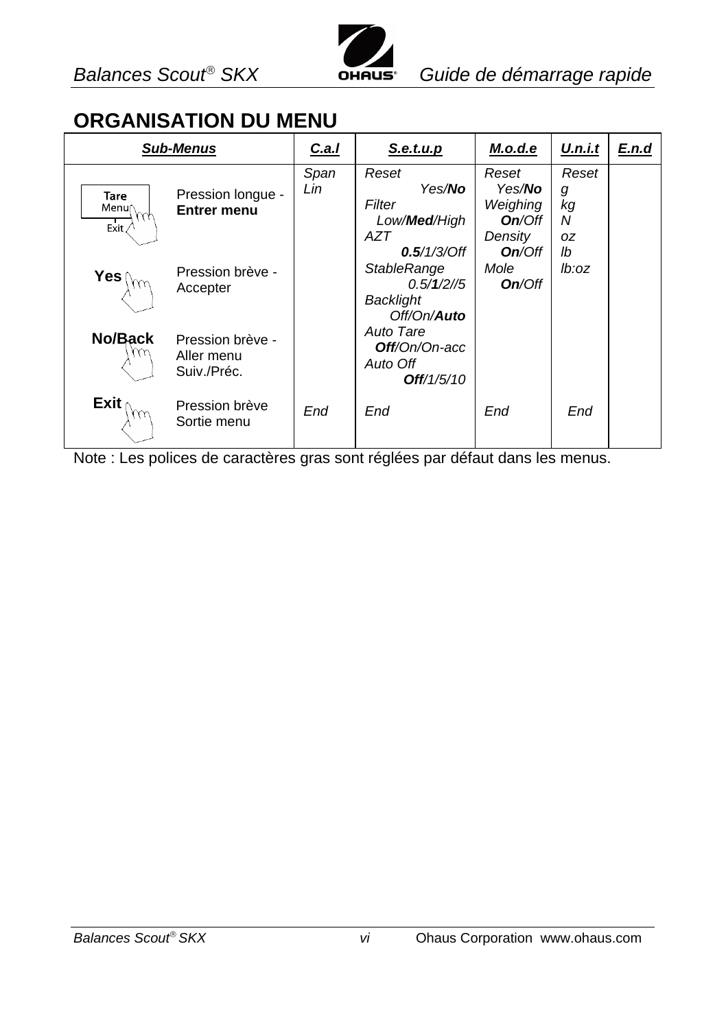## ORGANISATION DU MENU

| *Sub-Menus* | | *C.a.l* | *S.e.t.u.p* | *M.o.d.e* | *U.n.i.t* | *E.n.d* |
|---|---|---|---|---|---|---|
| Tare Menu Exit | Pression longue - **Entrer menu** | *Span* *Lin* | *Reset* *Yes/**No*** *Filter* *Low/**Med**/High* *AZT* ***0.5**/1/3/Off* *StableRange* *0.5/**1**/2//5* *Backlight* *Off/On/**Auto*** *Auto Tare* ***Off**/On/On-acc* *Auto Off* ***Off**/1/5/10* | *Reset* *Yes/**No*** *Weighing* ***On**/Off* *Density* ***On**/Off* *Mole* ***On**/Off* | *Reset* *g* *kg* *N* *oz* *lb* *lb:oz* | |
| **Yes** | Pression brève - Accepter | | | | | |
| **No/Back** | Pression brève - Aller menu Suiv./Préc. | | | | | |
| **Exit** | Pression brève Sortie menu | *End* | *End* | *End* | *End* | |

Note : Les polices de caractères gras sont réglées par défaut dans les menus.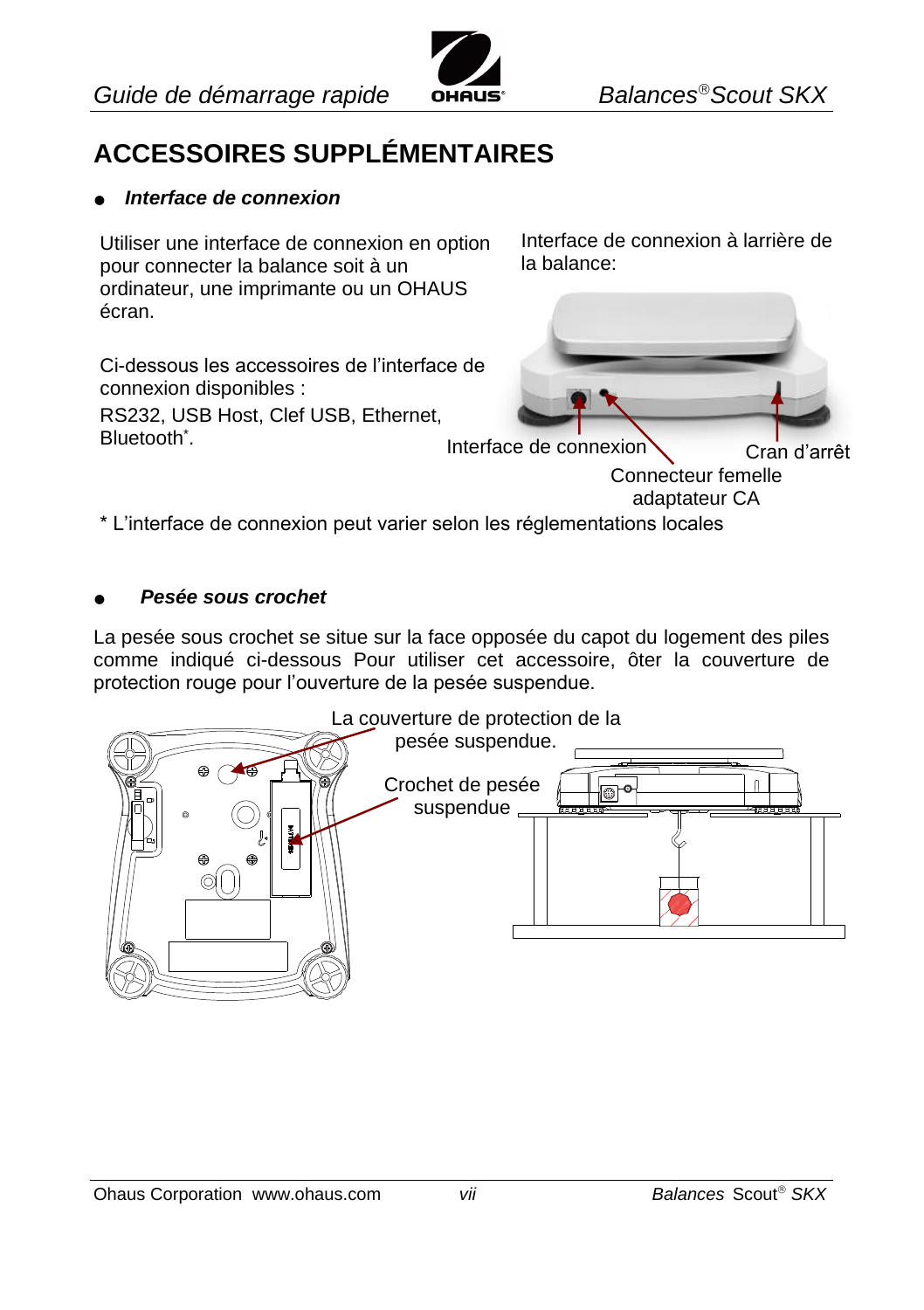## ACCESSOIRES SUPPLÉMENTAIRES

- ***Interface de connexion***

Utiliser une interface de connexion en option pour connecter la balance soit à un ordinateur, une imprimante ou un OHAUS écran.

Ci-dessous les accessoires de l'interface de connexion disponibles :

RS232, USB Host, Clef USB, Ethernet, Bluetooth*.

Interface de connexion à larrière de la balance:

Interface de connexion

Cran d'arrêt

Connecteur femelle adaptateur CA

\* L'interface de connexion peut varier selon les réglementations locales

- ***Pesée sous crochet***

La pesée sous crochet se situe sur la face opposée du capot du logement des piles comme indiqué ci-dessous Pour utiliser cet accessoire, ôter la couverture de protection rouge pour l'ouverture de la pesée suspendue.

La couverture de protection de la pesée suspendue.

Crochet de pesée suspendue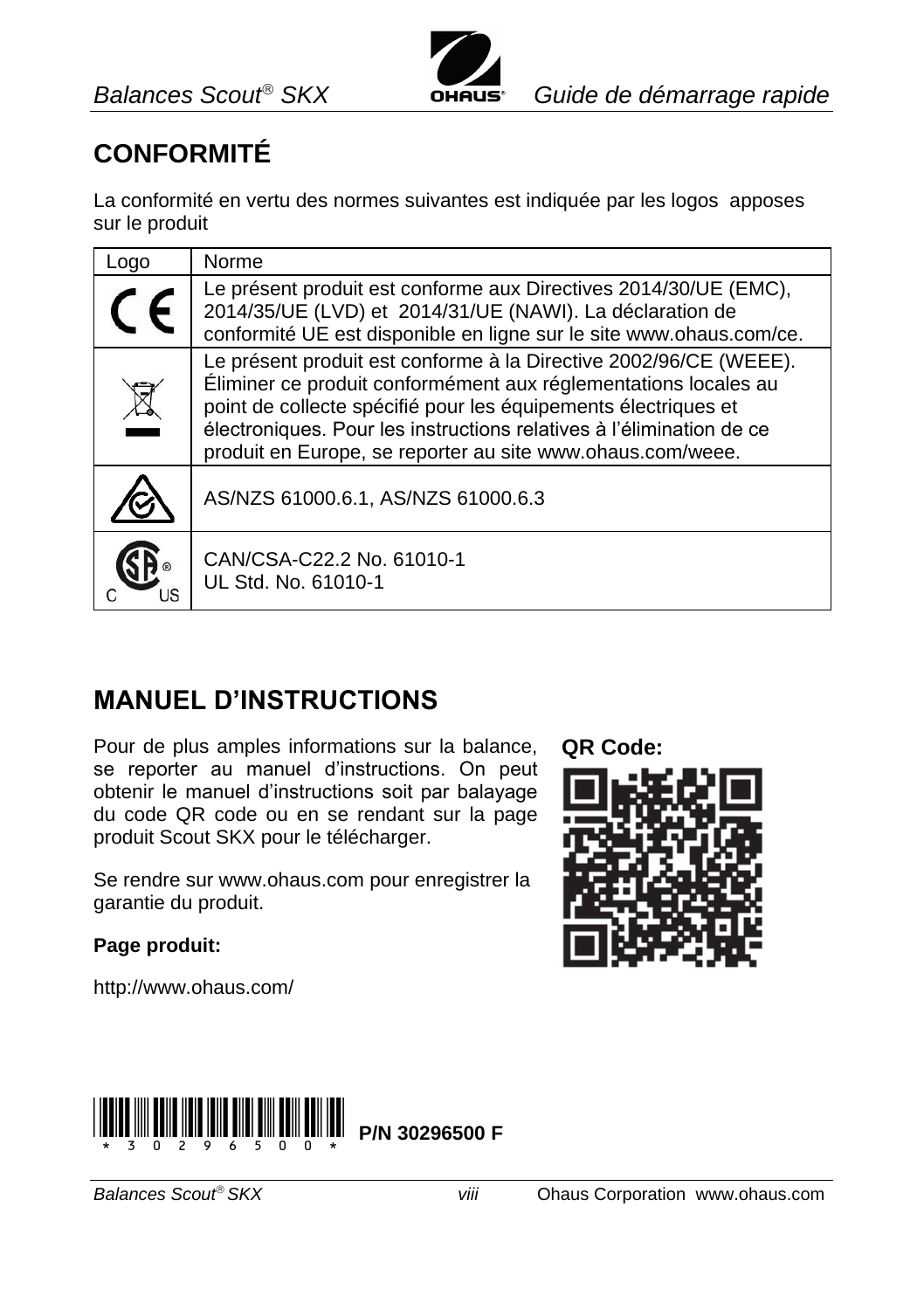## CONFORMITÉ

La conformité en vertu des normes suivantes est indiquée par les logos apposes sur le produit

| Logo | Norme |
|---|---|
| CE | Le présent produit est conforme aux Directives 2014/30/UE (EMC), 2014/35/UE (LVD) et 2014/31/UE (NAWI). La déclaration de conformité UE est disponible en ligne sur le site www.ohaus.com/ce. |
| | Le présent produit est conforme à la Directive 2002/96/CE (WEEE). Éliminer ce produit conformément aux réglementations locales au point de collecte spécifié pour les équipements électriques et électroniques. Pour les instructions relatives à l'élimination de ce produit en Europe, se reporter au site www.ohaus.com/weee. |
| | AS/NZS 61000.6.1, AS/NZS 61000.6.3 |
| C US | CAN/CSA-C22.2 No. 61010-1<br>UL Std. No. 61010-1 |

## MANUEL D'INSTRUCTIONS

Pour de plus amples informations sur la balance, se reporter au manuel d'instructions. On peut obtenir le manuel d'instructions soit par balayage du code QR code ou en se rendant sur la page produit Scout SKX pour le télécharger.

Se rendre sur www.ohaus.com pour enregistrer la garantie du produit.

**Page produit:**

http://www.ohaus.com/

**QR Code:**

\* 3 0 2 9 6 5 0 0 \*

**P/N 30296500 F**